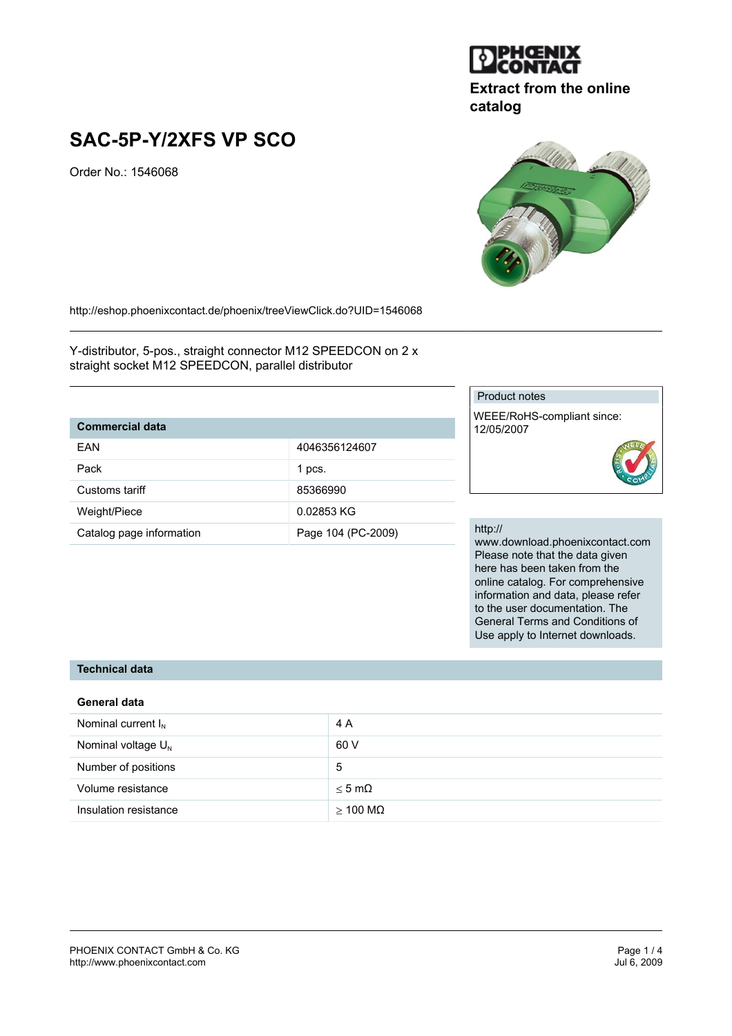Extract from the online catalog

# SAC-5P-Y/2XFS VP SCO

Order No.: 1546068

http://eshop.phoenixcontact.de/phoenix/treeViewClick.do?UID=1546068

Y-distributor, 5-pos., straight connector M12 SPEEDCON on 2 x straight socket M12 SPEEDCON, parallel distributor

| Commercial data | |
|---|---|
| EAN | 4046356124607 |
| Pack | 1 pcs. |
| Customs tariff | 85366990 |
| Weight/Piece | 0.02853 KG |
| Catalog page information | Page 104 (PC-2009) |

Product notes

WEEE/RoHS-compliant since: 12/05/2007

http://www.download.phoenixcontact.com
Please note that the data given here has been taken from the online catalog. For comprehensive information and data, please refer to the user documentation. The General Terms and Conditions of Use apply to Internet downloads.

## Technical data

### General data

| | |
|---|---|
| Nominal current $I_N$ | 4 A |
| Nominal voltage $U_N$ | 60 V |
| Number of positions | 5 |
| Volume resistance | ≤ 5 mΩ |
| Insulation resistance | ≥ 100 MΩ |

PHOENIX CONTACT GmbH & Co. KG
http://www.phoenixcontact.com

Jul 6, 2009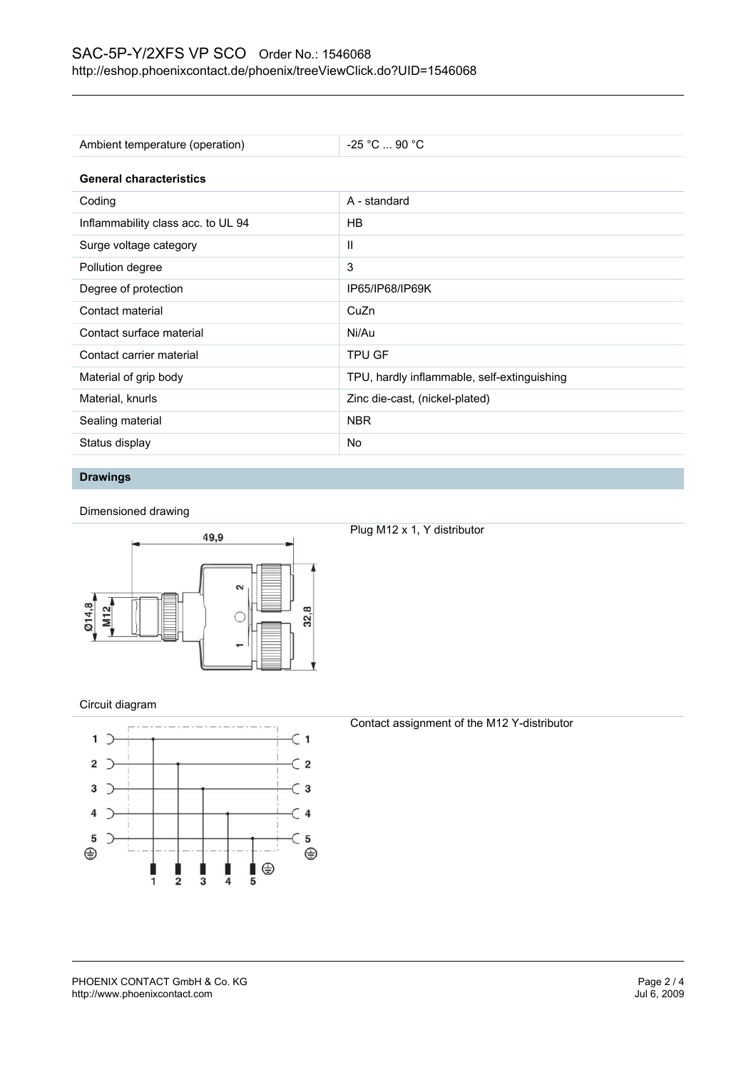| Ambient temperature (operation) | -25 °C ... 90 °C |
|---|---|

**General characteristics**

| | |
|---|---|
| Coding | A - standard |
| Inflammability class acc. to UL 94 | HB |
| Surge voltage category | II |
| Pollution degree | 3 |
| Degree of protection | IP65/IP68/IP69K |
| Contact material | CuZn |
| Contact surface material | Ni/Au |
| Contact carrier material | TPU GF |
| Material of grip body | TPU, hardly inflammable, self-extinguishing |
| Material, knurls | Zinc die-cast, (nickel-plated) |
| Sealing material | NBR |
| Status display | No |

## Drawings

Dimensioned drawing

Plug M12 x 1, Y distributor

Circuit diagram

Contact assignment of the M12 Y-distributor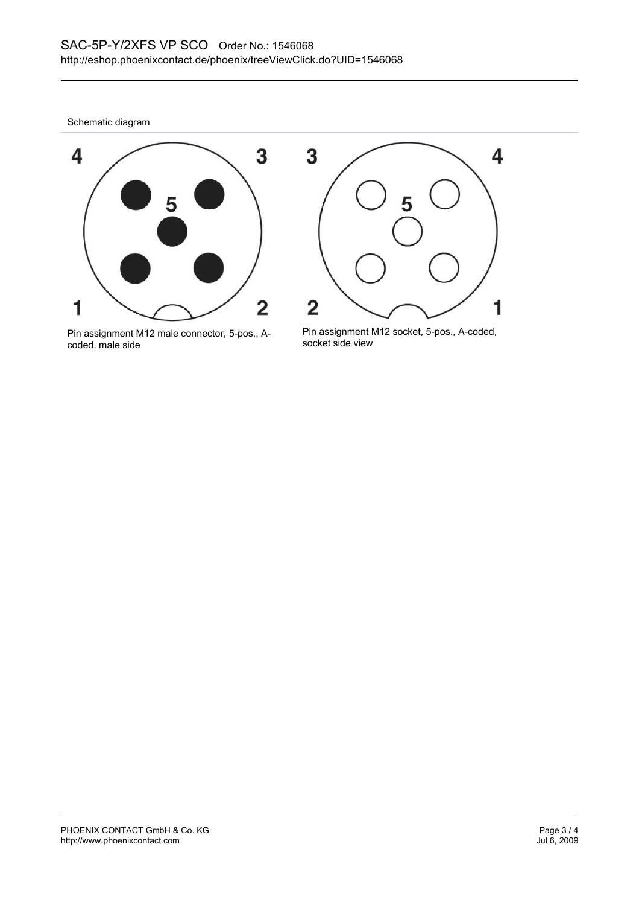SAC-5P-Y/2XFS VP SCO Order No.: 1546068
http://eshop.phoenixcontact.de/phoenix/treeViewClick.do?UID=1546068

Schematic diagram

4 3 5 1 2

Pin assignment M12 male connector, 5-pos., A-coded, male side

3 4 5 2 1

Pin assignment M12 socket, 5-pos., A-coded, socket side view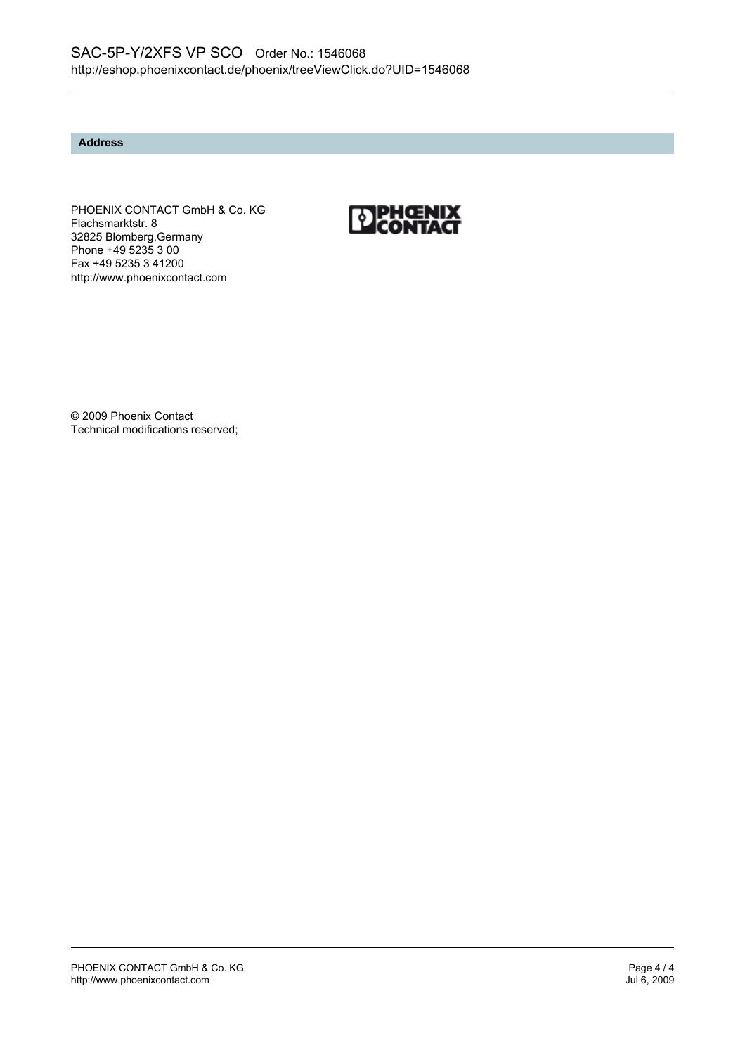## Address

PHOENIX CONTACT GmbH & Co. KG
Flachsmarktstr. 8
32825 Blomberg,Germany
Phone +49 5235 3 00
Fax +49 5235 3 41200
http://www.phoenixcontact.com

© 2009 Phoenix Contact
Technical modifications reserved;